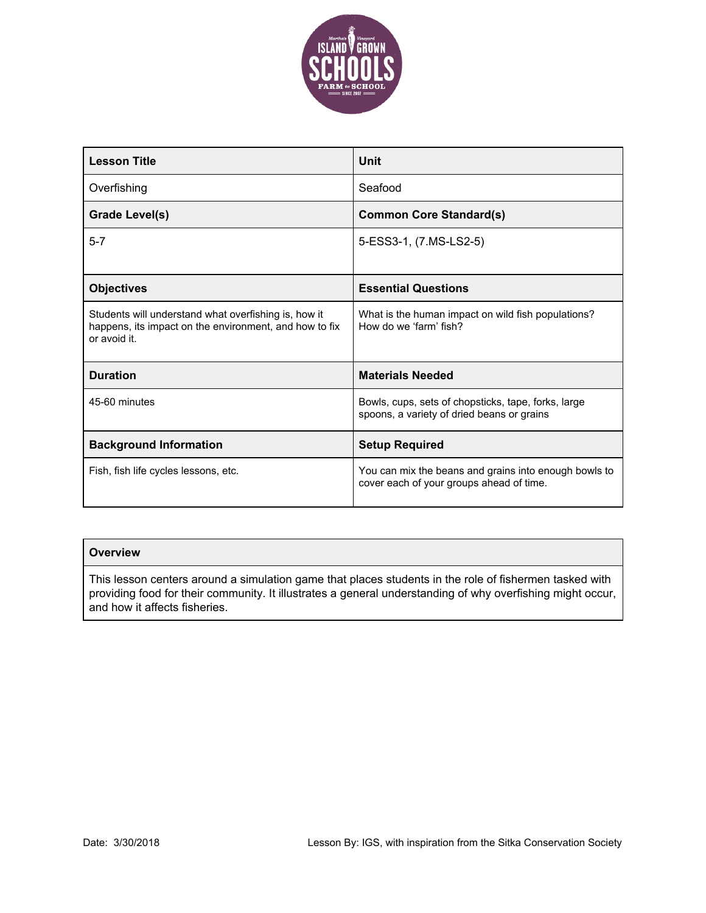| Lesson Title | Unit |
| --- | --- |
| Overfishing | Seafood |
| **Grade Level(s)** | **Common Core Standard(s)** |
| 5-7 | 5-ESS3-1, (7.MS-LS2-5) |
| **Objectives** | **Essential Questions** |
| Students will understand what overfishing is, how it happens, its impact on the environment, and how to fix or avoid it. | What is the human impact on wild fish populations? How do we 'farm' fish? |
| **Duration** | **Materials Needed** |
| 45-60 minutes | Bowls, cups, sets of chopsticks, tape, forks, large spoons, a variety of dried beans or grains |
| **Background Information** | **Setup Required** |
| Fish, fish life cycles lessons, etc. | You can mix the beans and grains into enough bowls to cover each of your groups ahead of time. |

| Overview |
| --- |
| This lesson centers around a simulation game that places students in the role of fishermen tasked with providing food for their community. It illustrates a general understanding of why overfishing might occur, and how it affects fisheries. |

Date: 3/30/2018

Lesson By: IGS, with inspiration from the Sitka Conservation Society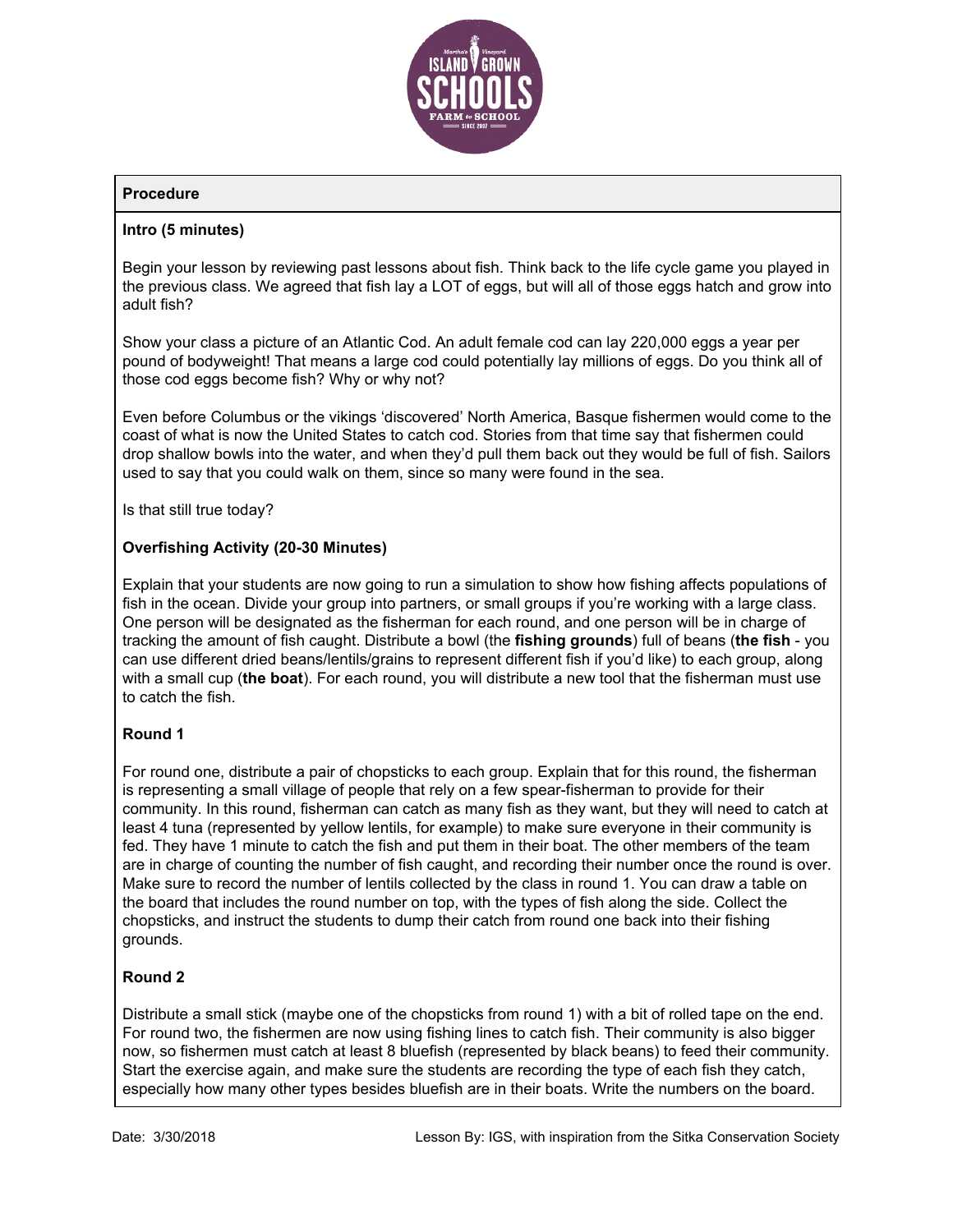## Procedure

### Intro (5 minutes)

Begin your lesson by reviewing past lessons about fish. Think back to the life cycle game you played in the previous class. We agreed that fish lay a LOT of eggs, but will all of those eggs hatch and grow into adult fish?

Show your class a picture of an Atlantic Cod. An adult female cod can lay 220,000 eggs a year per pound of bodyweight! That means a large cod could potentially lay millions of eggs. Do you think all of those cod eggs become fish? Why or why not?

Even before Columbus or the vikings 'discovered' North America, Basque fishermen would come to the coast of what is now the United States to catch cod. Stories from that time say that fishermen could drop shallow bowls into the water, and when they'd pull them back out they would be full of fish. Sailors used to say that you could walk on them, since so many were found in the sea.

Is that still true today?

### Overfishing Activity (20-30 Minutes)

Explain that your students are now going to run a simulation to show how fishing affects populations of fish in the ocean. Divide your group into partners, or small groups if you're working with a large class. One person will be designated as the fisherman for each round, and one person will be in charge of tracking the amount of fish caught. Distribute a bowl (the **fishing grounds**) full of beans (**the fish** - you can use different dried beans/lentils/grains to represent different fish if you'd like) to each group, along with a small cup (**the boat**). For each round, you will distribute a new tool that the fisherman must use to catch the fish.

### Round 1

For round one, distribute a pair of chopsticks to each group. Explain that for this round, the fisherman is representing a small village of people that rely on a few spear-fisherman to provide for their community. In this round, fisherman can catch as many fish as they want, but they will need to catch at least 4 tuna (represented by yellow lentils, for example) to make sure everyone in their community is fed. They have 1 minute to catch the fish and put them in their boat. The other members of the team are in charge of counting the number of fish caught, and recording their number once the round is over. Make sure to record the number of lentils collected by the class in round 1. You can draw a table on the board that includes the round number on top, with the types of fish along the side. Collect the chopsticks, and instruct the students to dump their catch from round one back into their fishing grounds.

### Round 2

Distribute a small stick (maybe one of the chopsticks from round 1) with a bit of rolled tape on the end. For round two, the fishermen are now using fishing lines to catch fish. Their community is also bigger now, so fishermen must catch at least 8 bluefish (represented by black beans) to feed their community. Start the exercise again, and make sure the students are recording the type of each fish they catch, especially how many other types besides bluefish are in their boats. Write the numbers on the board.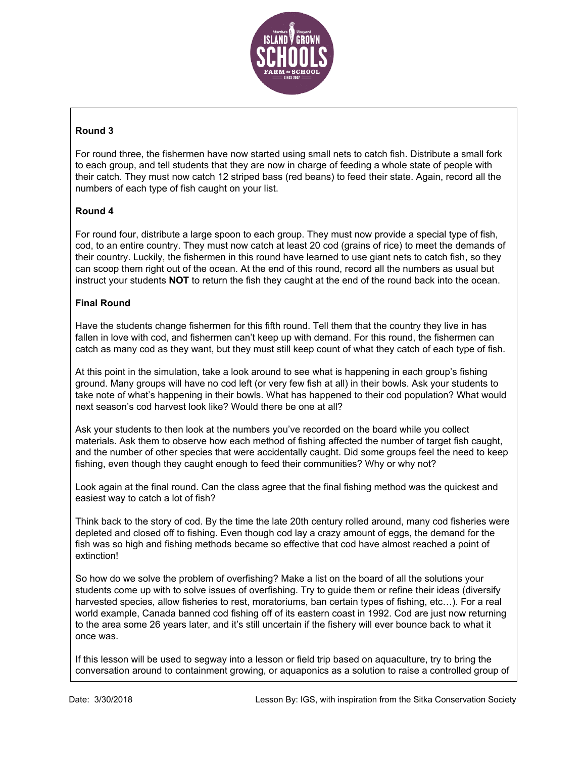**Round 3**

For round three, the fishermen have now started using small nets to catch fish. Distribute a small fork to each group, and tell students that they are now in charge of feeding a whole state of people with their catch. They must now catch 12 striped bass (red beans) to feed their state. Again, record all the numbers of each type of fish caught on your list.

**Round 4**

For round four, distribute a large spoon to each group. They must now provide a special type of fish, cod, to an entire country. They must now catch at least 20 cod (grains of rice) to meet the demands of their country. Luckily, the fishermen in this round have learned to use giant nets to catch fish, so they can scoop them right out of the ocean. At the end of this round, record all the numbers as usual but instruct your students **NOT** to return the fish they caught at the end of the round back into the ocean.

**Final Round**

Have the students change fishermen for this fifth round. Tell them that the country they live in has fallen in love with cod, and fishermen can't keep up with demand. For this round, the fishermen can catch as many cod as they want, but they must still keep count of what they catch of each type of fish.

At this point in the simulation, take a look around to see what is happening in each group's fishing ground. Many groups will have no cod left (or very few fish at all) in their bowls. Ask your students to take note of what's happening in their bowls. What has happened to their cod population? What would next season's cod harvest look like? Would there be one at all?

Ask your students to then look at the numbers you've recorded on the board while you collect materials. Ask them to observe how each method of fishing affected the number of target fish caught, and the number of other species that were accidentally caught. Did some groups feel the need to keep fishing, even though they caught enough to feed their communities? Why or why not?

Look again at the final round. Can the class agree that the final fishing method was the quickest and easiest way to catch a lot of fish?

Think back to the story of cod. By the time the late 20th century rolled around, many cod fisheries were depleted and closed off to fishing. Even though cod lay a crazy amount of eggs, the demand for the fish was so high and fishing methods became so effective that cod have almost reached a point of extinction!

So how do we solve the problem of overfishing? Make a list on the board of all the solutions your students come up with to solve issues of overfishing. Try to guide them or refine their ideas (diversify harvested species, allow fisheries to rest, moratoriums, ban certain types of fishing, etc…). For a real world example, Canada banned cod fishing off of its eastern coast in 1992. Cod are just now returning to the area some 26 years later, and it's still uncertain if the fishery will ever bounce back to what it once was.

If this lesson will be used to segway into a lesson or field trip based on aquaculture, try to bring the conversation around to containment growing, or aquaponics as a solution to raise a controlled group of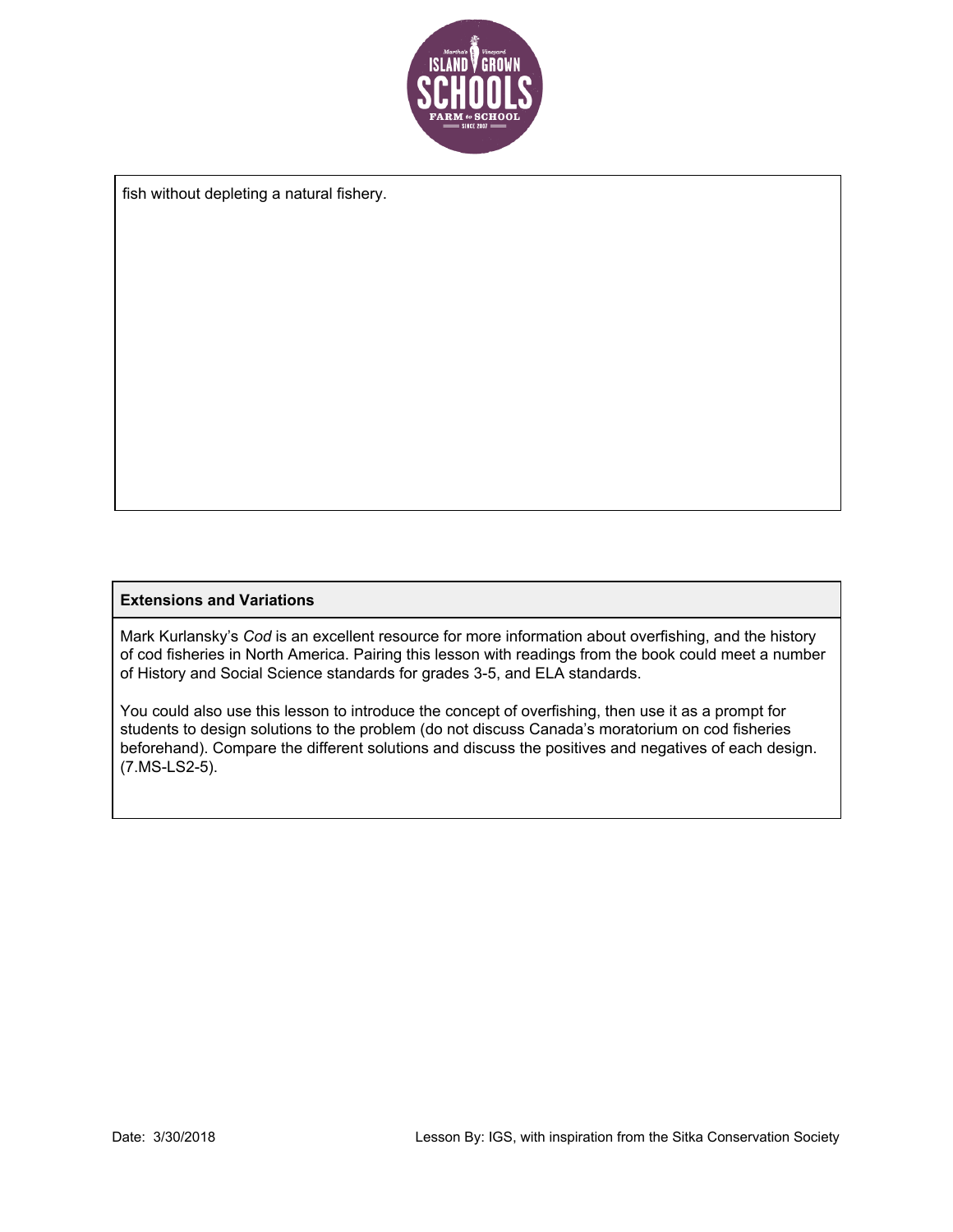fish without depleting a natural fishery.

**Extensions and Variations**

Mark Kurlansky's *Cod* is an excellent resource for more information about overfishing, and the history of cod fisheries in North America. Pairing this lesson with readings from the book could meet a number of History and Social Science standards for grades 3-5, and ELA standards.

You could also use this lesson to introduce the concept of overfishing, then use it as a prompt for students to design solutions to the problem (do not discuss Canada's moratorium on cod fisheries beforehand). Compare the different solutions and discuss the positives and negatives of each design. (7.MS-LS2-5).

Date: 3/30/2018 Lesson By: IGS, with inspiration from the Sitka Conservation Society